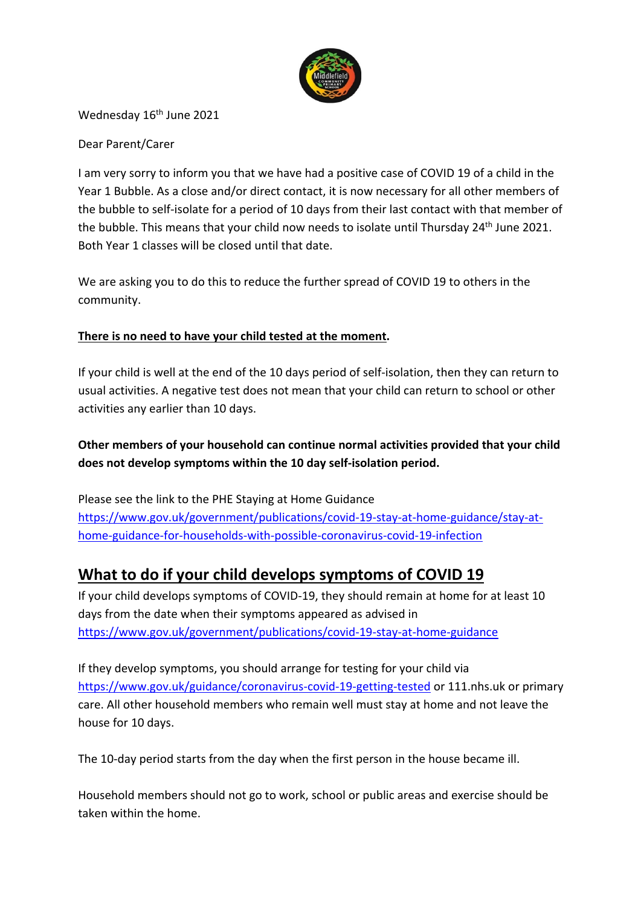Wednesday 16th June 2021

Dear Parent/Carer

I am very sorry to inform you that we have had a positive case of COVID 19 of a child in the Year 1 Bubble. As a close and/or direct contact, it is now necessary for all other members of the bubble to self-isolate for a period of 10 days from their last contact with that member of the bubble. This means that your child now needs to isolate until Thursday 24th June 2021. Both Year 1 classes will be closed until that date.

We are asking you to do this to reduce the further spread of COVID 19 to others in the community.

**There is no need to have your child tested at the moment.**

If your child is well at the end of the 10 days period of self-isolation, then they can return to usual activities. A negative test does not mean that your child can return to school or other activities any earlier than 10 days.

**Other members of your household can continue normal activities provided that your child does not develop symptoms within the 10 day self-isolation period.**

Please see the link to the PHE Staying at Home Guidance
https://www.gov.uk/government/publications/covid-19-stay-at-home-guidance/stay-at-home-guidance-for-households-with-possible-coronavirus-covid-19-infection

## What to do if your child develops symptoms of COVID 19

If your child develops symptoms of COVID-19, they should remain at home for at least 10 days from the date when their symptoms appeared as advised in https://www.gov.uk/government/publications/covid-19-stay-at-home-guidance

If they develop symptoms, you should arrange for testing for your child via https://www.gov.uk/guidance/coronavirus-covid-19-getting-tested or 111.nhs.uk or primary care. All other household members who remain well must stay at home and not leave the house for 10 days.

The 10-day period starts from the day when the first person in the house became ill.

Household members should not go to work, school or public areas and exercise should be taken within the home.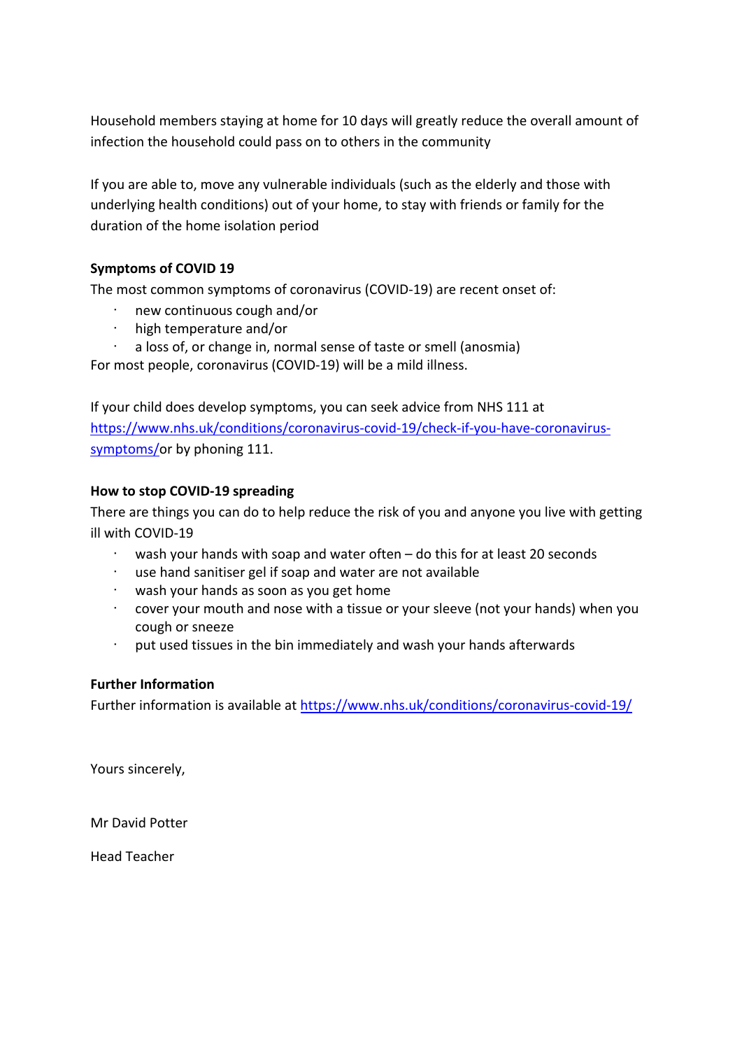Household members staying at home for 10 days will greatly reduce the overall amount of infection the household could pass on to others in the community

If you are able to, move any vulnerable individuals (such as the elderly and those with underlying health conditions) out of your home, to stay with friends or family for the duration of the home isolation period

**Symptoms of COVID 19**

The most common symptoms of coronavirus (COVID-19) are recent onset of:

- new continuous cough and/or
- high temperature and/or
- a loss of, or change in, normal sense of taste or smell (anosmia)

For most people, coronavirus (COVID-19) will be a mild illness.

If your child does develop symptoms, you can seek advice from NHS 111 at [https://www.nhs.uk/conditions/coronavirus-covid-19/check-if-you-have-coronavirus-symptoms/](https://www.nhs.uk/conditions/coronavirus-covid-19/check-if-you-have-coronavirus-symptoms/)or by phoning 111.

**How to stop COVID-19 spreading**

There are things you can do to help reduce the risk of you and anyone you live with getting ill with COVID-19

- wash your hands with soap and water often – do this for at least 20 seconds
- use hand sanitiser gel if soap and water are not available
- wash your hands as soon as you get home
- cover your mouth and nose with a tissue or your sleeve (not your hands) when you cough or sneeze
- put used tissues in the bin immediately and wash your hands afterwards

**Further Information**

Further information is available at [https://www.nhs.uk/conditions/coronavirus-covid-19/](https://www.nhs.uk/conditions/coronavirus-covid-19/)

Yours sincerely,

Mr David Potter

Head Teacher